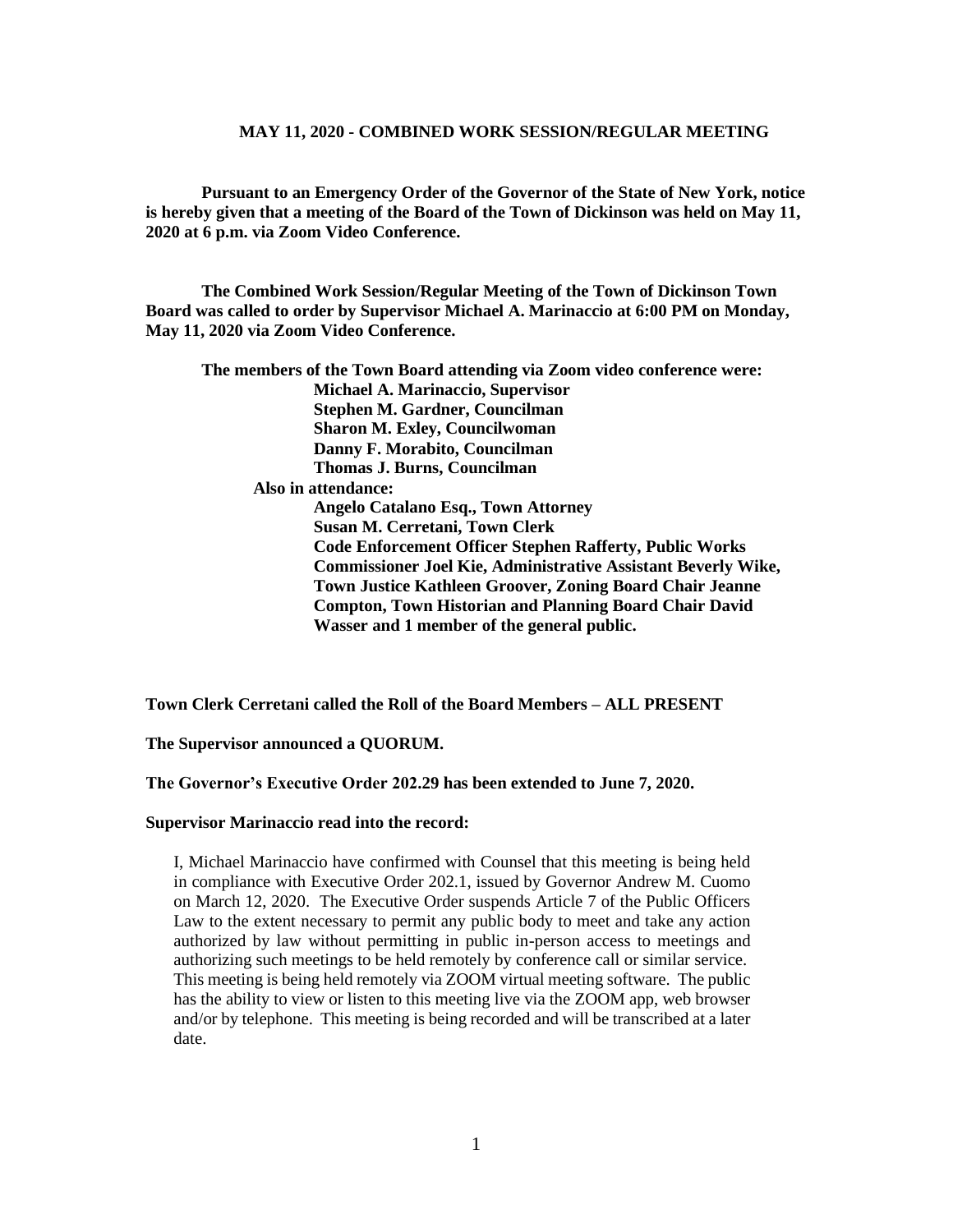## MAY 11, 2020 - COMBINED WORK SESSION/REGULAR MEETING

**Pursuant to an Emergency Order of the Governor of the State of New York, notice is hereby given that a meeting of the Board of the Town of Dickinson was held on May 11, 2020 at 6 p.m. via Zoom Video Conference.**

**The Combined Work Session/Regular Meeting of the Town of Dickinson Town Board was called to order by Supervisor Michael A. Marinaccio at 6:00 PM on Monday, May 11, 2020 via Zoom Video Conference.**

**The members of the Town Board attending via Zoom video conference were:**

**Michael A. Marinaccio, Supervisor**
**Stephen M. Gardner, Councilman**
**Sharon M. Exley, Councilwoman**
**Danny F. Morabito, Councilman**
**Thomas J. Burns, Councilman**

**Also in attendance:**

**Angelo Catalano Esq., Town Attorney**
**Susan M. Cerretani, Town Clerk**
**Code Enforcement Officer Stephen Rafferty, Public Works Commissioner Joel Kie, Administrative Assistant Beverly Wike, Town Justice Kathleen Groover, Zoning Board Chair Jeanne Compton, Town Historian and Planning Board Chair David Wasser and 1 member of the general public.**

**Town Clerk Cerretani called the Roll of the Board Members – ALL PRESENT**

**The Supervisor announced a QUORUM.**

**The Governor's Executive Order 202.29 has been extended to June 7, 2020.**

**Supervisor Marinaccio read into the record:**

I, Michael Marinaccio have confirmed with Counsel that this meeting is being held in compliance with Executive Order 202.1, issued by Governor Andrew M. Cuomo on March 12, 2020. The Executive Order suspends Article 7 of the Public Officers Law to the extent necessary to permit any public body to meet and take any action authorized by law without permitting in public in-person access to meetings and authorizing such meetings to be held remotely by conference call or similar service. This meeting is being held remotely via ZOOM virtual meeting software. The public has the ability to view or listen to this meeting live via the ZOOM app, web browser and/or by telephone. This meeting is being recorded and will be transcribed at a later date.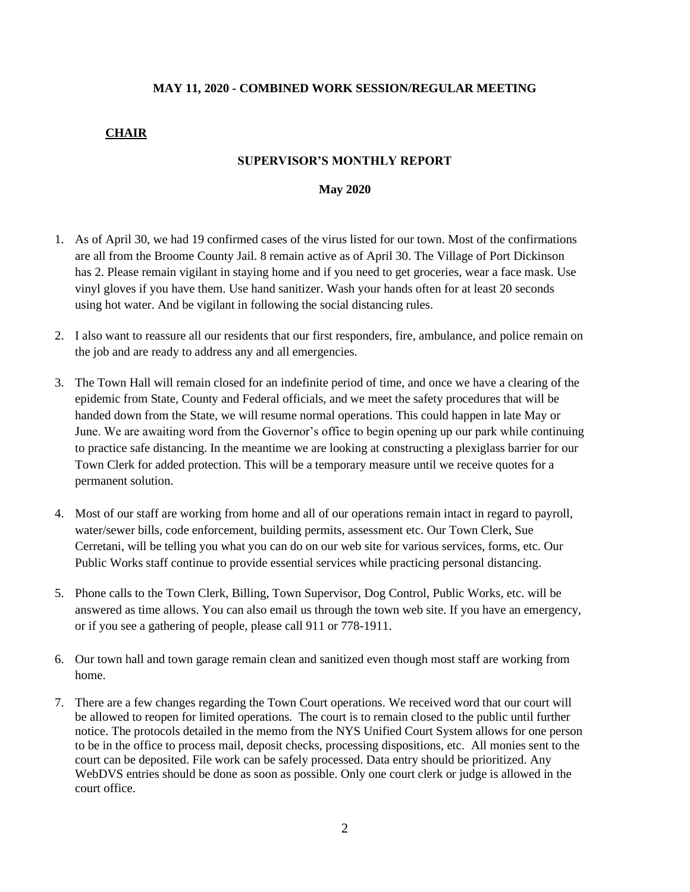**MAY 11, 2020 - COMBINED WORK SESSION/REGULAR MEETING**

**CHAIR**

**SUPERVISOR'S MONTHLY REPORT**

**May 2020**

1. As of April 30, we had 19 confirmed cases of the virus listed for our town. Most of the confirmations are all from the Broome County Jail. 8 remain active as of April 30. The Village of Port Dickinson has 2. Please remain vigilant in staying home and if you need to get groceries, wear a face mask. Use vinyl gloves if you have them. Use hand sanitizer. Wash your hands often for at least 20 seconds using hot water. And be vigilant in following the social distancing rules.

2. I also want to reassure all our residents that our first responders, fire, ambulance, and police remain on the job and are ready to address any and all emergencies.

3. The Town Hall will remain closed for an indefinite period of time, and once we have a clearing of the epidemic from State, County and Federal officials, and we meet the safety procedures that will be handed down from the State, we will resume normal operations. This could happen in late May or June. We are awaiting word from the Governor's office to begin opening up our park while continuing to practice safe distancing. In the meantime we are looking at constructing a plexiglass barrier for our Town Clerk for added protection. This will be a temporary measure until we receive quotes for a permanent solution.

4. Most of our staff are working from home and all of our operations remain intact in regard to payroll, water/sewer bills, code enforcement, building permits, assessment etc. Our Town Clerk, Sue Cerretani, will be telling you what you can do on our web site for various services, forms, etc. Our Public Works staff continue to provide essential services while practicing personal distancing.

5. Phone calls to the Town Clerk, Billing, Town Supervisor, Dog Control, Public Works, etc. will be answered as time allows. You can also email us through the town web site. If you have an emergency, or if you see a gathering of people, please call 911 or 778-1911.

6. Our town hall and town garage remain clean and sanitized even though most staff are working from home.

7. There are a few changes regarding the Town Court operations. We received word that our court will be allowed to reopen for limited operations. The court is to remain closed to the public until further notice. The protocols detailed in the memo from the NYS Unified Court System allows for one person to be in the office to process mail, deposit checks, processing dispositions, etc. All monies sent to the court can be deposited. File work can be safely processed. Data entry should be prioritized. Any WebDVS entries should be done as soon as possible. Only one court clerk or judge is allowed in the court office.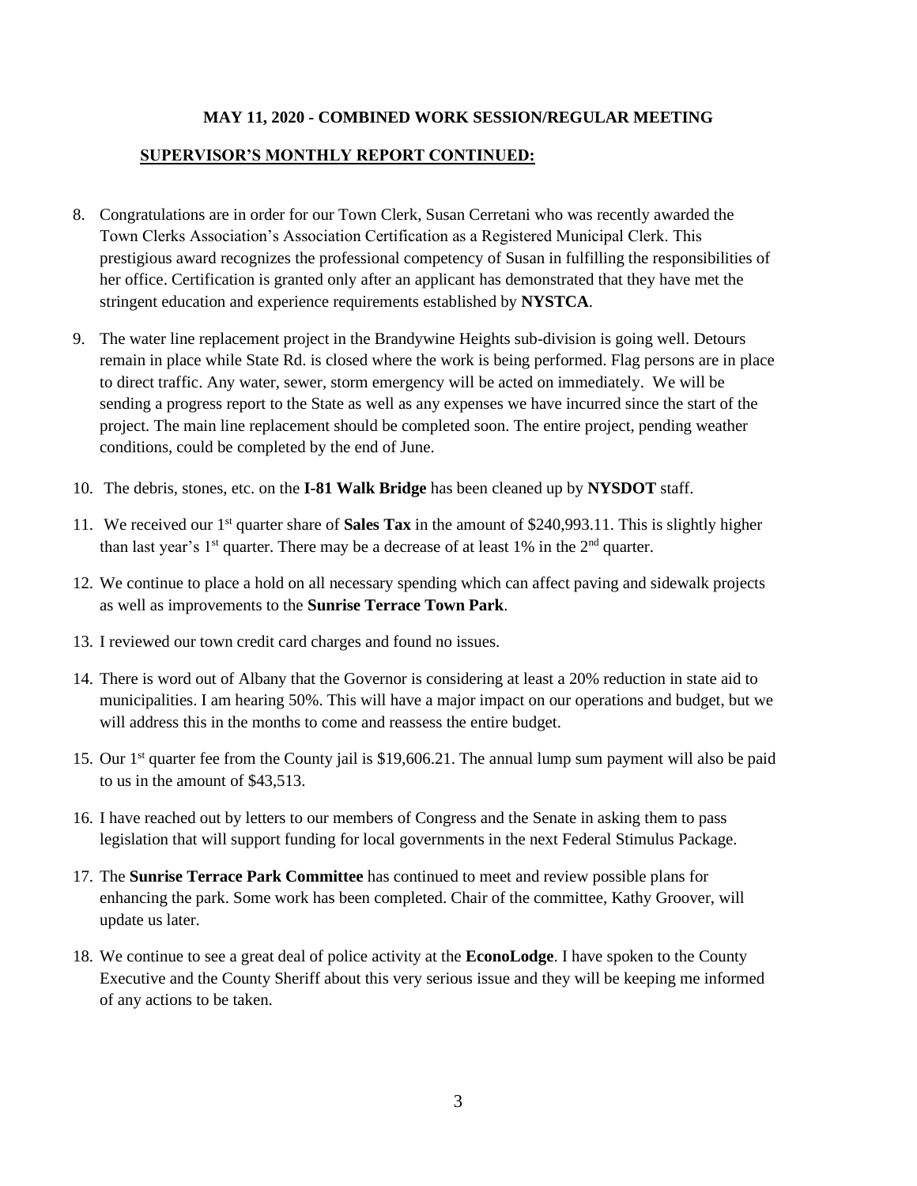**MAY 11, 2020 - COMBINED WORK SESSION/REGULAR MEETING**

**SUPERVISOR'S MONTHLY REPORT CONTINUED:**

8. Congratulations are in order for our Town Clerk, Susan Cerretani who was recently awarded the Town Clerks Association's Association Certification as a Registered Municipal Clerk. This prestigious award recognizes the professional competency of Susan in fulfilling the responsibilities of her office. Certification is granted only after an applicant has demonstrated that they have met the stringent education and experience requirements established by **NYSTCA**.

9. The water line replacement project in the Brandywine Heights sub-division is going well. Detours remain in place while State Rd. is closed where the work is being performed. Flag persons are in place to direct traffic. Any water, sewer, storm emergency will be acted on immediately. We will be sending a progress report to the State as well as any expenses we have incurred since the start of the project. The main line replacement should be completed soon. The entire project, pending weather conditions, could be completed by the end of June.

10. The debris, stones, etc. on the **I-81 Walk Bridge** has been cleaned up by **NYSDOT** staff.

11. We received our 1st quarter share of **Sales Tax** in the amount of $240,993.11. This is slightly higher than last year's 1st quarter. There may be a decrease of at least 1% in the 2nd quarter.

12. We continue to place a hold on all necessary spending which can affect paving and sidewalk projects as well as improvements to the **Sunrise Terrace Town Park**.

13. I reviewed our town credit card charges and found no issues.

14. There is word out of Albany that the Governor is considering at least a 20% reduction in state aid to municipalities. I am hearing 50%. This will have a major impact on our operations and budget, but we will address this in the months to come and reassess the entire budget.

15. Our 1st quarter fee from the County jail is $19,606.21. The annual lump sum payment will also be paid to us in the amount of $43,513.

16. I have reached out by letters to our members of Congress and the Senate in asking them to pass legislation that will support funding for local governments in the next Federal Stimulus Package.

17. The **Sunrise Terrace Park Committee** has continued to meet and review possible plans for enhancing the park. Some work has been completed. Chair of the committee, Kathy Groover, will update us later.

18. We continue to see a great deal of police activity at the **EconoLodge**. I have spoken to the County Executive and the County Sheriff about this very serious issue and they will be keeping me informed of any actions to be taken.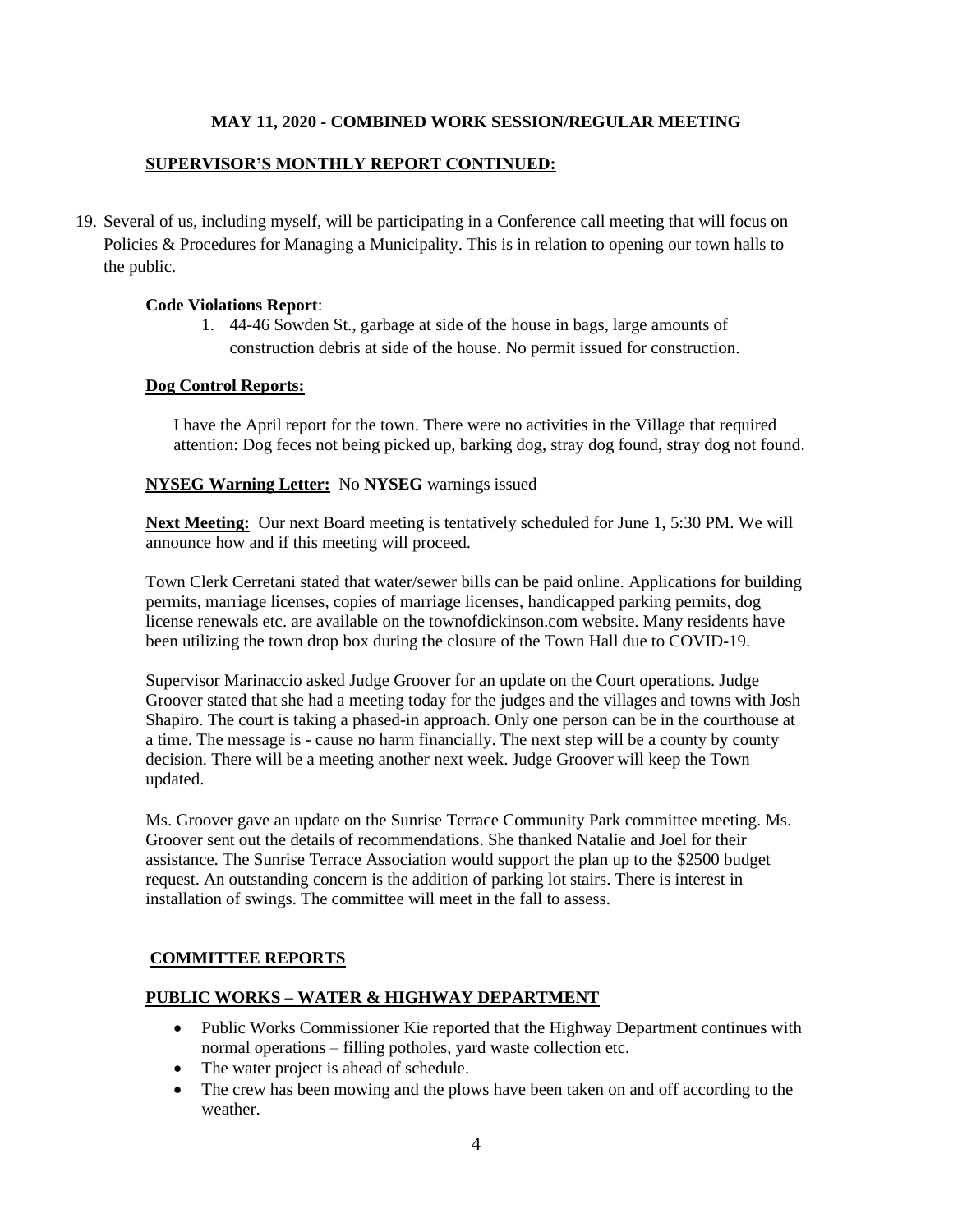**MAY 11, 2020 - COMBINED WORK SESSION/REGULAR MEETING**

**SUPERVISOR'S MONTHLY REPORT CONTINUED:**

19. Several of us, including myself, will be participating in a Conference call meeting that will focus on Policies & Procedures for Managing a Municipality. This is in relation to opening our town halls to the public.

**Code Violations Report**:

1. 44-46 Sowden St., garbage at side of the house in bags, large amounts of construction debris at side of the house. No permit issued for construction.

**Dog Control Reports:**

I have the April report for the town. There were no activities in the Village that required attention: Dog feces not being picked up, barking dog, stray dog found, stray dog not found.

**NYSEG Warning Letter:** No **NYSEG** warnings issued

**Next Meeting:** Our next Board meeting is tentatively scheduled for June 1, 5:30 PM. We will announce how and if this meeting will proceed.

Town Clerk Cerretani stated that water/sewer bills can be paid online. Applications for building permits, marriage licenses, copies of marriage licenses, handicapped parking permits, dog license renewals etc. are available on the townofdickinson.com website. Many residents have been utilizing the town drop box during the closure of the Town Hall due to COVID-19.

Supervisor Marinaccio asked Judge Groover for an update on the Court operations. Judge Groover stated that she had a meeting today for the judges and the villages and towns with Josh Shapiro. The court is taking a phased-in approach. Only one person can be in the courthouse at a time. The message is - cause no harm financially. The next step will be a county by county decision. There will be a meeting another next week. Judge Groover will keep the Town updated.

Ms. Groover gave an update on the Sunrise Terrace Community Park committee meeting. Ms. Groover sent out the details of recommendations. She thanked Natalie and Joel for their assistance. The Sunrise Terrace Association would support the plan up to the $2500 budget request. An outstanding concern is the addition of parking lot stairs. There is interest in installation of swings. The committee will meet in the fall to assess.

**COMMITTEE REPORTS**

**PUBLIC WORKS – WATER & HIGHWAY DEPARTMENT**

- Public Works Commissioner Kie reported that the Highway Department continues with normal operations – filling potholes, yard waste collection etc.
- The water project is ahead of schedule.
- The crew has been mowing and the plows have been taken on and off according to the weather.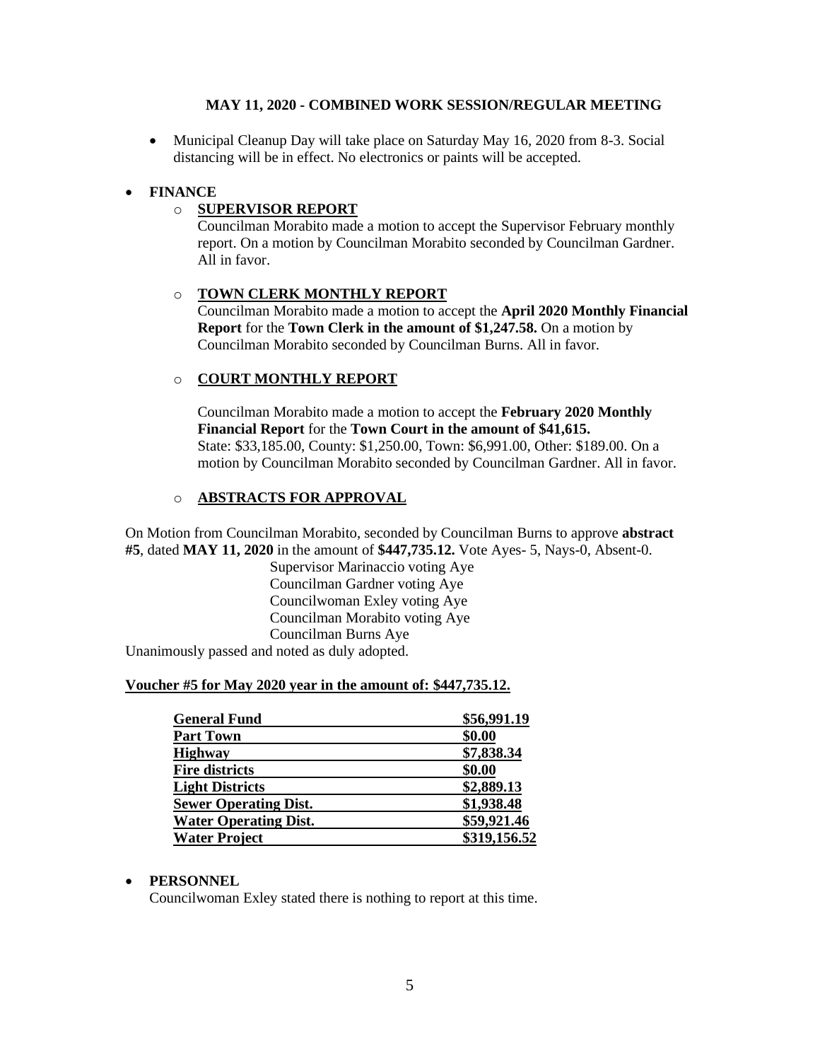**MAY 11, 2020 - COMBINED WORK SESSION/REGULAR MEETING**

- Municipal Cleanup Day will take place on Saturday May 16, 2020 from 8-3. Social distancing will be in effect. No electronics or paints will be accepted.

- **FINANCE**
  - **SUPERVISOR REPORT**
    Councilman Morabito made a motion to accept the Supervisor February monthly report. On a motion by Councilman Morabito seconded by Councilman Gardner. All in favor.
  - **TOWN CLERK MONTHLY REPORT**
    Councilman Morabito made a motion to accept the **April 2020 Monthly Financial Report** for the **Town Clerk in the amount of $1,247.58.** On a motion by Councilman Morabito seconded by Councilman Burns. All in favor.
  - **COURT MONTHLY REPORT**
    Councilman Morabito made a motion to accept the **February 2020 Monthly Financial Report** for the **Town Court in the amount of $41,615.** State: $33,185.00, County: $1,250.00, Town: $6,991.00, Other: $189.00. On a motion by Councilman Morabito seconded by Councilman Gardner. All in favor.
  - **ABSTRACTS FOR APPROVAL**

On Motion from Councilman Morabito, seconded by Councilman Burns to approve **abstract #5**, dated **MAY 11, 2020** in the amount of **$447,735.12.** Vote Ayes- 5, Nays-0, Absent-0.

Supervisor Marinaccio voting Aye
Councilman Gardner voting Aye
Councilwoman Exley voting Aye
Councilman Morabito voting Aye
Councilman Burns Aye

Unanimously passed and noted as duly adopted.

**Voucher #5 for May 2020 year in the amount of: $447,735.12.**

| | |
|---|---|
| **General Fund** | **$56,991.19** |
| **Part Town** | **$0.00** |
| **Highway** | **$7,838.34** |
| **Fire districts** | **$0.00** |
| **Light Districts** | **$2,889.13** |
| **Sewer Operating Dist.** | **$1,938.48** |
| **Water Operating Dist.** | **$59,921.46** |
| **Water Project** | **$319,156.52** |

- **PERSONNEL**
  Councilwoman Exley stated there is nothing to report at this time.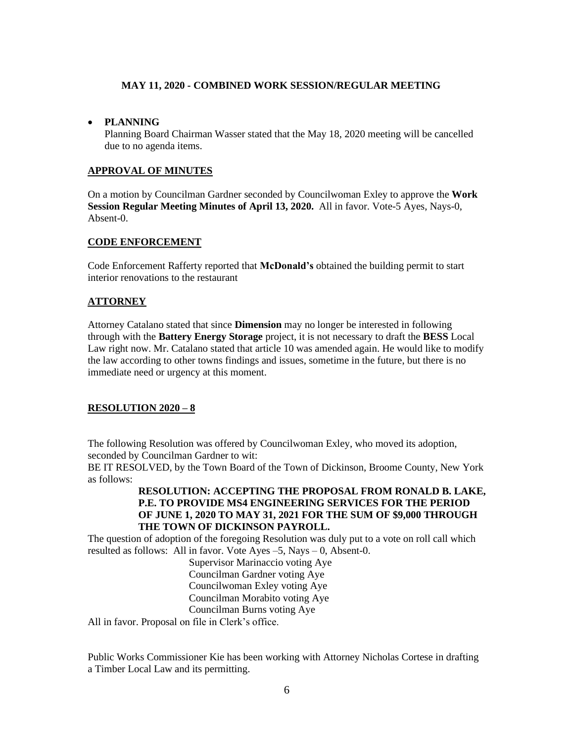**MAY 11, 2020 - COMBINED WORK SESSION/REGULAR MEETING**

- **PLANNING**
  Planning Board Chairman Wasser stated that the May 18, 2020 meeting will be cancelled due to no agenda items.

## APPROVAL OF MINUTES

On a motion by Councilman Gardner seconded by Councilwoman Exley to approve the **Work Session Regular Meeting Minutes of April 13, 2020.** All in favor. Vote-5 Ayes, Nays-0, Absent-0.

## CODE ENFORCEMENT

Code Enforcement Rafferty reported that **McDonald's** obtained the building permit to start interior renovations to the restaurant

## ATTORNEY

Attorney Catalano stated that since **Dimension** may no longer be interested in following through with the **Battery Energy Storage** project, it is not necessary to draft the **BESS** Local Law right now. Mr. Catalano stated that article 10 was amended again. He would like to modify the law according to other towns findings and issues, sometime in the future, but there is no immediate need or urgency at this moment.

## RESOLUTION 2020 – 8

The following Resolution was offered by Councilwoman Exley, who moved its adoption, seconded by Councilman Gardner to wit:
BE IT RESOLVED, by the Town Board of the Town of Dickinson, Broome County, New York as follows:

**RESOLUTION: ACCEPTING THE PROPOSAL FROM RONALD B. LAKE, P.E. TO PROVIDE MS4 ENGINEERING SERVICES FOR THE PERIOD OF JUNE 1, 2020 TO MAY 31, 2021 FOR THE SUM OF $9,000 THROUGH THE TOWN OF DICKINSON PAYROLL.**

The question of adoption of the foregoing Resolution was duly put to a vote on roll call which resulted as follows: All in favor. Vote Ayes –5, Nays – 0, Absent-0.

Supervisor Marinaccio voting Aye
Councilman Gardner voting Aye
Councilwoman Exley voting Aye
Councilman Morabito voting Aye
Councilman Burns voting Aye

All in favor. Proposal on file in Clerk's office.

Public Works Commissioner Kie has been working with Attorney Nicholas Cortese in drafting a Timber Local Law and its permitting.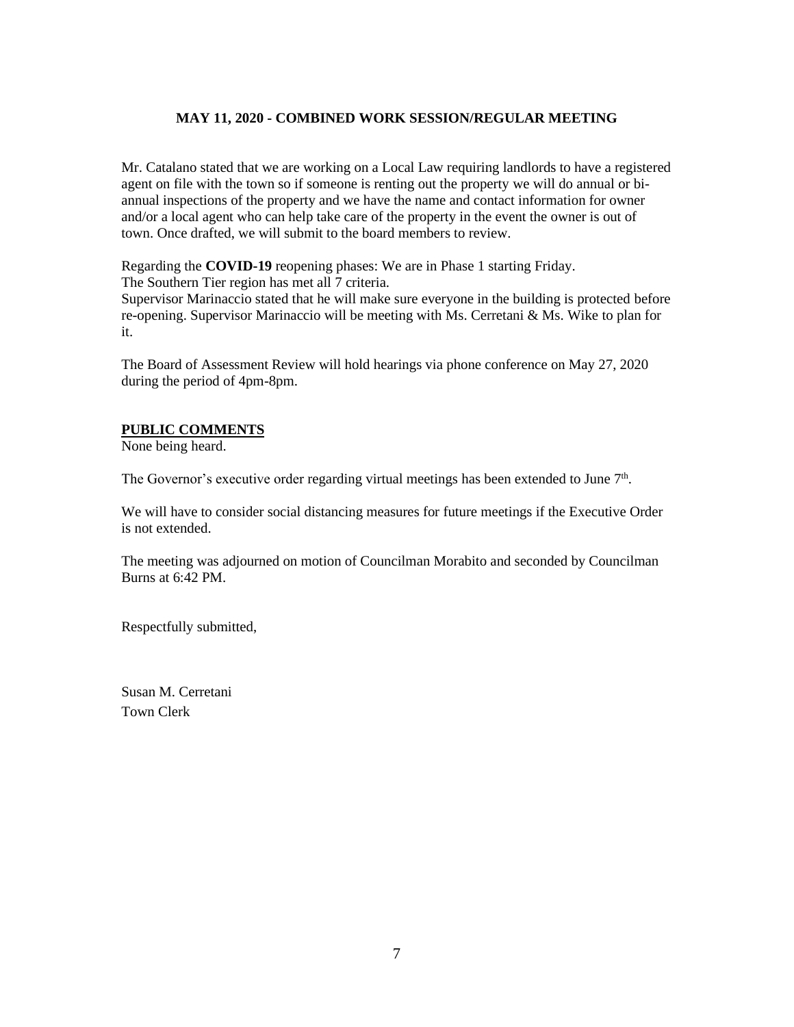**MAY 11, 2020 - COMBINED WORK SESSION/REGULAR MEETING**

Mr. Catalano stated that we are working on a Local Law requiring landlords to have a registered agent on file with the town so if someone is renting out the property we will do annual or bi-annual inspections of the property and we have the name and contact information for owner and/or a local agent who can help take care of the property in the event the owner is out of town. Once drafted, we will submit to the board members to review.

Regarding the **COVID-19** reopening phases: We are in Phase 1 starting Friday.
The Southern Tier region has met all 7 criteria.
Supervisor Marinaccio stated that he will make sure everyone in the building is protected before re-opening. Supervisor Marinaccio will be meeting with Ms. Cerretani & Ms. Wike to plan for it.

The Board of Assessment Review will hold hearings via phone conference on May 27, 2020 during the period of 4pm-8pm.

**PUBLIC COMMENTS**

None being heard.

The Governor's executive order regarding virtual meetings has been extended to June 7th.

We will have to consider social distancing measures for future meetings if the Executive Order is not extended.

The meeting was adjourned on motion of Councilman Morabito and seconded by Councilman Burns at 6:42 PM.

Respectfully submitted,

Susan M. Cerretani
Town Clerk